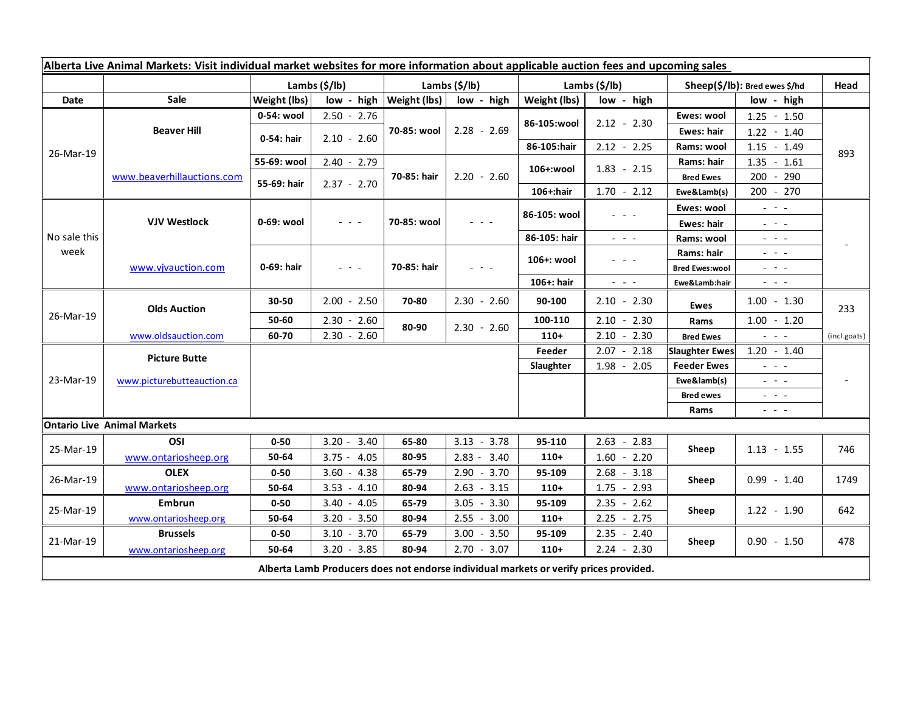| **Alberta Live Animal Markets: Visit individual market websites for more information about applicable auction fees and upcoming sales** | | | | | | | | | | |
|---|---|---|---|---|---|---|---|---|---|---|
| | | **Lambs ($/lb)** | | **Lambs ($/lb)** | | **Lambs ($/lb)** | | **Sheep($/lb): Bred ewes $/hd** | | **Head** |
| **Date** | **Sale** | **Weight (lbs)** | **low - high** | **Weight (lbs)** | **low - high** | **Weight (lbs)** | **low - high** | | **low - high** | |
| 26-Mar-19 | **Beaver Hill** | **0-54: wool** | 2.50 - 2.76 | **70-85: wool** | 2.28 - 2.69 | **86-105:wool** | 2.12 - 2.30 | **Ewes: wool** | 1.25 - 1.50 | 893 |
| | | **0-54: hair** | 2.10 - 2.60 | | | | | **Ewes: hair** | 1.22 - 1.40 | |
| | | | | | | **86-105:hair** | 2.12 - 2.25 | **Rams: wool** | 1.15 - 1.49 | |
| | www.beaverhillauctions.com | **55-69: wool** | 2.40 - 2.79 | **70-85: hair** | 2.20 - 2.60 | **106+:wool** | 1.83 - 2.15 | **Rams: hair** | 1.35 - 1.61 | |
| | | **55-69: hair** | 2.37 - 2.70 | | | | | **Bred Ewes** | 200 - 290 | |
| | | | | | | **106+:hair** | 1.70 - 2.12 | **Ewe&Lamb(s)** | 200 - 270 | |
| No sale this week | **VJV Westlock** | **0-69: wool** | - - - | **70-85: wool** | - - - | **86-105: wool** | - - - | **Ewes: wool** | - - - | - |
| | | | | | | | | **Ewes: hair** | - - - | |
| | | | | | | **86-105: hair** | - - - | **Rams: wool** | - - - | |
| | www.vjvauction.com | **0-69: hair** | - - - | **70-85: hair** | - - - | **106+: wool** | - - - | **Rams: hair** | - - - | |
| | | | | | | | | **Bred Ewes:wool** | - - - | |
| | | | | | | **106+: hair** | - - - | **Ewe&Lamb:hair** | - - - | |
| 26-Mar-19 | **Olds Auction** | **30-50** | 2.00 - 2.50 | **70-80** | 2.30 - 2.60 | **90-100** | 2.10 - 2.30 | **Ewes** | 1.00 - 1.30 | 233 |
| | | **50-60** | 2.30 - 2.60 | **80-90** | 2.30 - 2.60 | **100-110** | 2.10 - 2.30 | **Rams** | 1.00 - 1.20 | |
| | www.oldsauction.com | **60-70** | 2.30 - 2.60 | | | **110+** | 2.10 - 2.30 | **Bred Ewes** | - - - | (incl.goats) |
| 23-Mar-19 | **Picture Butte** | | | | | **Feeder** | 2.07 - 2.18 | **Slaughter Ewes** | 1.20 - 1.40 | - |
| | www.picturebutteauction.ca | | | | | **Slaughter** | 1.98 - 2.05 | **Feeder Ewes** | - - - | |
| | | | | | | | | **Ewe&lamb(s)** | - - - | |
| | | | | | | | | **Bred ewes** | - - - | |
| | | | | | | | | **Rams** | - - - | |
| **Ontario Live Animal Markets** | | | | | | | | | | |
| 25-Mar-19 | **OSI** | **0-50** | 3.20 - 3.40 | **65-80** | 3.13 - 3.78 | **95-110** | 2.63 - 2.83 | **Sheep** | 1.13 - 1.55 | 746 |
| | www.ontariosheep.org | **50-64** | 3.75 - 4.05 | **80-95** | 2.83 - 3.40 | **110+** | 1.60 - 2.20 | | | |
| 26-Mar-19 | **OLEX** | **0-50** | 3.60 - 4.38 | **65-79** | 2.90 - 3.70 | **95-109** | 2.68 - 3.18 | **Sheep** | 0.99 - 1.40 | 1749 |
| | www.ontariosheep.org | **50-64** | 3.53 - 4.10 | **80-94** | 2.63 - 3.15 | **110+** | 1.75 - 2.93 | | | |
| 25-Mar-19 | **Embrun** | **0-50** | 3.40 - 4.05 | **65-79** | 3.05 - 3.30 | **95-109** | 2.35 - 2.62 | **Sheep** | 1.22 - 1.90 | 642 |
| | www.ontariosheep.org | **50-64** | 3.20 - 3.50 | **80-94** | 2.55 - 3.00 | **110+** | 2.25 - 2.75 | | | |
| 21-Mar-19 | **Brussels** | **0-50** | 3.10 - 3.70 | **65-79** | 3.00 - 3.50 | **95-109** | 2.35 - 2.40 | **Sheep** | 0.90 - 1.50 | 478 |
| | www.ontariosheep.org | **50-64** | 3.20 - 3.85 | **80-94** | 2.70 - 3.07 | **110+** | 2.24 - 2.30 | | | |

**Alberta Lamb Producers does not endorse individual markets or verify prices provided.**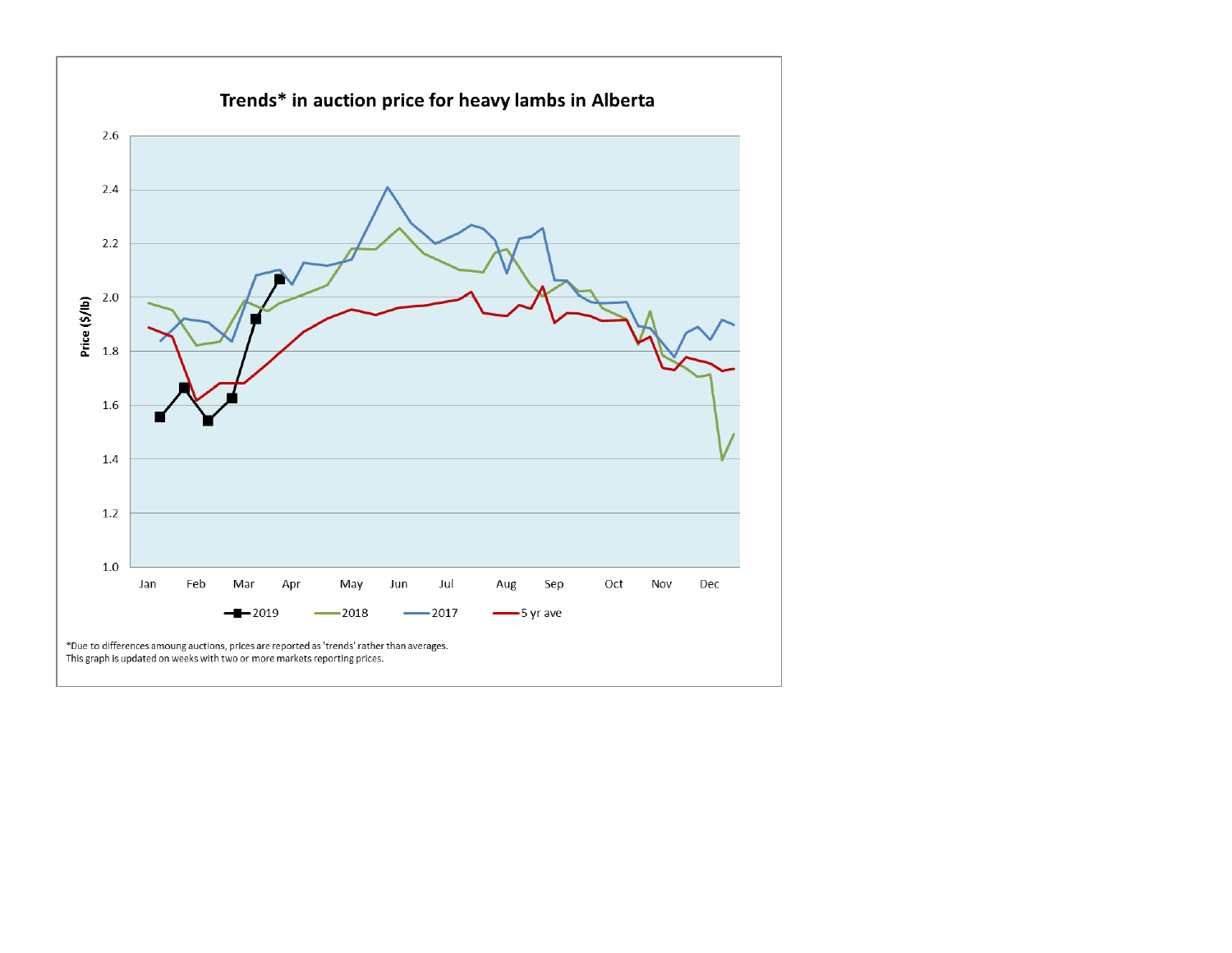## Trends* in auction price for heavy lambs in Alberta

Price ($/lb)

2.6
2.4
2.2
2.0
1.8
1.6
1.4
1.2
1.0

Jan Feb Mar Apr May Jun Jul Aug Sep Oct Nov Dec

2019 2018 2017 5 yr ave

*Due to differences amoung auctions, prices are reported as 'trends' rather than averages.
This graph is updated on weeks with two or more markets reporting prices.